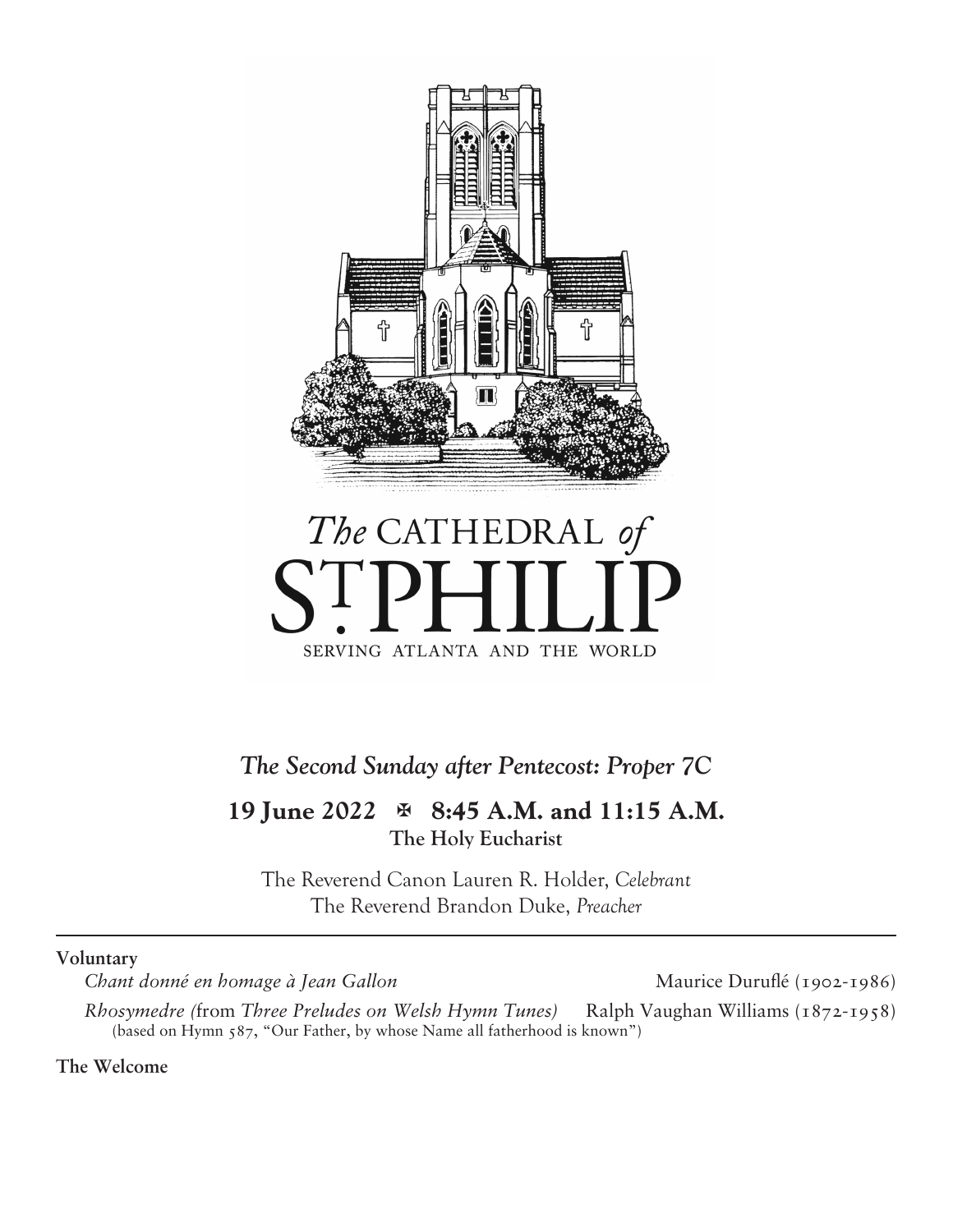*The* CATHEDRAL *of*

# ST. PHILIP

SERVING ATLANTA AND THE WORLD

## *The Second Sunday after Pentecost: Proper 7C*

**19 June 2022 ✠ 8:45 A.M. and 11:15 A.M.**

**The Holy Eucharist**

The Reverend Canon Lauren R. Holder, *Celebrant*
The Reverend Brandon Duke, *Preacher*

---

**Voluntary**

*Chant donné en homage à Jean Gallon* — Maurice Duruflé (1902-1986)

*Rhosymedre (*from *Three Preludes on Welsh Hymn Tunes)* — Ralph Vaughan Williams (1872-1958)
(based on Hymn 587, "Our Father, by whose Name all fatherhood is known")

**The Welcome**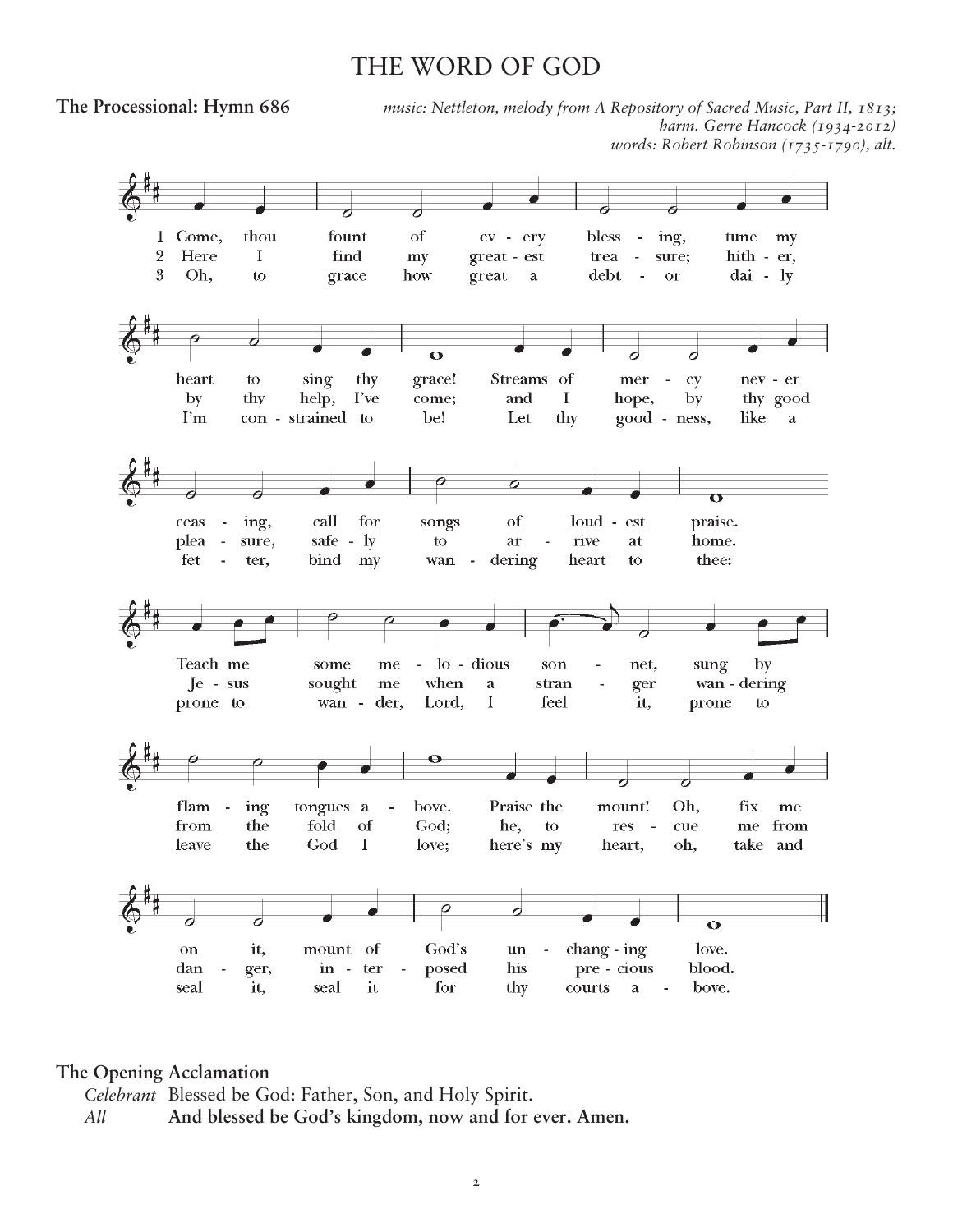# THE WORD OF GOD

**The Processional: Hymn 686**

*music: Nettleton, melody from A Repository of Sacred Music, Part II, 1813; harm. Gerre Hancock (1934-2012)*
*words: Robert Robinson (1735-1790), alt.*

1 Come, thou fount of every blessing, tune my heart to sing thy grace! Streams of mercy never ceasing, call for songs of loudest praise. Teach me some melodious sonnet, sung by flaming tongues above. Praise the mount! Oh, fix me on it, mount of God's unchanging love.

2 Here I find my greatest treasure; hither, by thy help, I've come; and I hope, by thy good pleasure, safely to arrive at home. Jesus sought me when a stranger wandering from the fold of God; he, to rescue me from danger, interposed his precious blood.

3 Oh, to grace how great a debtor daily I'm constrained to be! Let thy goodness, like a fetter, bind my wandering heart to thee: prone to wander, Lord, I feel it, prone to leave the God I love; here's my heart, oh, take and seal it, seal it for thy courts above.

**The Opening Acclamation**

*Celebrant* Blessed be God: Father, Son, and Holy Spirit.
*All* **And blessed be God's kingdom, now and for ever. Amen.**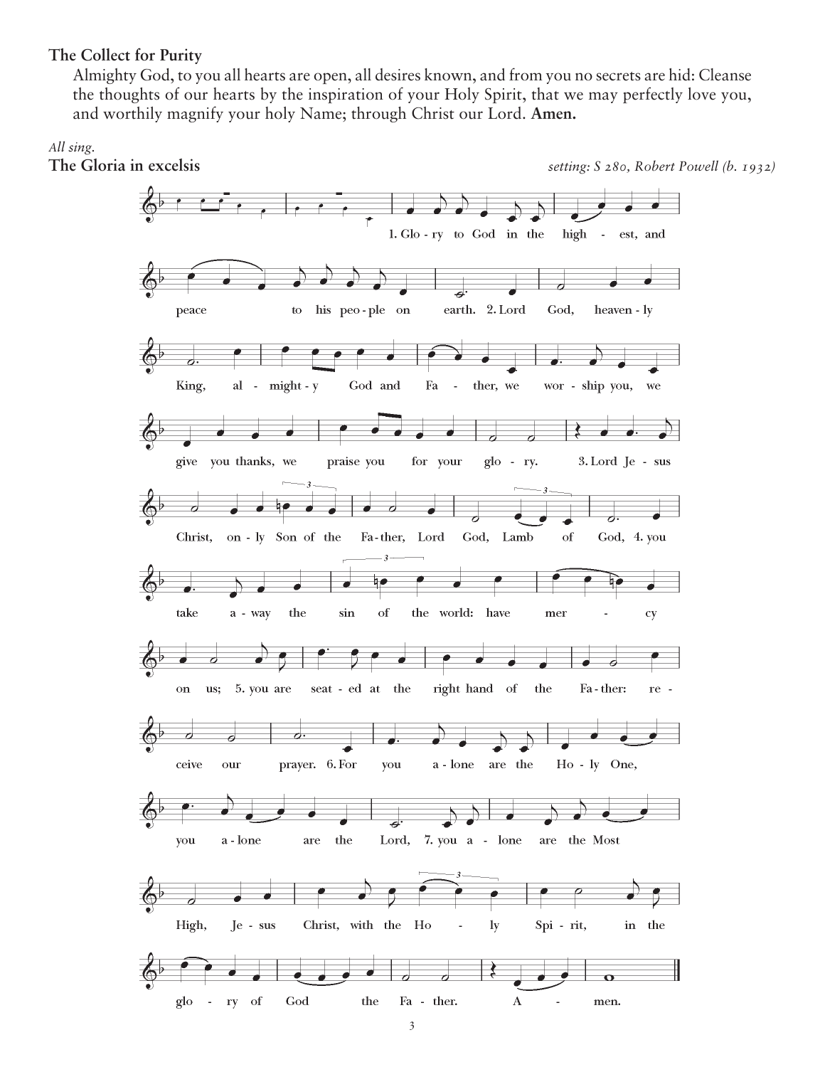**The Collect for Purity**

Almighty God, to you all hearts are open, all desires known, and from you no secrets are hid: Cleanse the thoughts of our hearts by the inspiration of your Holy Spirit, that we may perfectly love you, and worthily magnify your holy Name; through Christ our Lord. **Amen.**

*All sing.*

**The Gloria in excelsis** *setting: S 280, Robert Powell (b. 1932)*

1. Glo - ry to God in the high - est, and peace to his peo - ple on earth. 2. Lord God, heaven - ly King, al - might - y God and Fa - ther, we wor - ship you, we give you thanks, we praise you for your glo - ry. 3. Lord Je - sus Christ, on - ly Son of the Fa - ther, Lord God, Lamb of God, 4. you take a - way the sin of the world: have mer - cy on us; 5. you are seat - ed at the right hand of the Fa - ther: re - ceive our prayer. 6. For you a - lone are the Ho - ly One, you a - lone are the Lord, 7. you a - lone are the Most High, Je - sus Christ, with the Ho - ly Spi - rit, in the glo - ry of God the Fa - ther. A - men.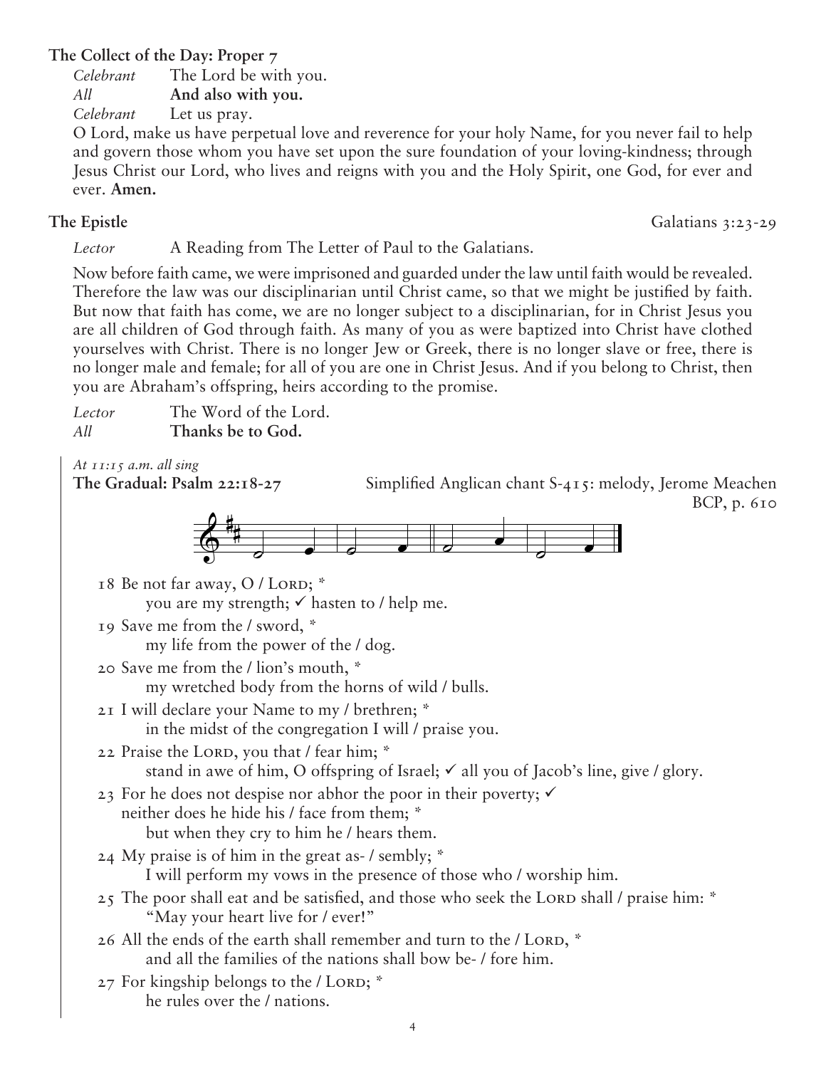**The Collect of the Day: Proper 7**

*Celebrant* The Lord be with you.
*All* **And also with you.**
*Celebrant* Let us pray.

O Lord, make us have perpetual love and reverence for your holy Name, for you never fail to help and govern those whom you have set upon the sure foundation of your loving-kindness; through Jesus Christ our Lord, who lives and reigns with you and the Holy Spirit, one God, for ever and ever. **Amen.**

**The Epistle** Galatians 3:23-29

*Lector* A Reading from The Letter of Paul to the Galatians.

Now before faith came, we were imprisoned and guarded under the law until faith would be revealed. Therefore the law was our disciplinarian until Christ came, so that we might be justified by faith. But now that faith has come, we are no longer subject to a disciplinarian, for in Christ Jesus you are all children of God through faith. As many of you as were baptized into Christ have clothed yourselves with Christ. There is no longer Jew or Greek, there is no longer slave or free, there is no longer male and female; for all of you are one in Christ Jesus. And if you belong to Christ, then you are Abraham's offspring, heirs according to the promise.

*Lector* The Word of the Lord.
*All* **Thanks be to God.**

*At 11:15 a.m. all sing*
**The Gradual: Psalm 22:18-27** Simplified Anglican chant S-415: melody, Jerome Meachen
BCP, p. 610

18 Be not far away, O / Lord; *
you are my strength; ✓ hasten to / help me.

19 Save me from the / sword, *
my life from the power of the / dog.

20 Save me from the / lion's mouth, *
my wretched body from the horns of wild / bulls.

21 I will declare your Name to my / brethren; *
in the midst of the congregation I will / praise you.

22 Praise the Lord, you that / fear him; *
stand in awe of him, O offspring of Israel; ✓ all you of Jacob's line, give / glory.

23 For he does not despise nor abhor the poor in their poverty; ✓
neither does he hide his / face from them; *
but when they cry to him he / hears them.

24 My praise is of him in the great as- / sembly; *
I will perform my vows in the presence of those who / worship him.

25 The poor shall eat and be satisfied, and those who seek the Lord shall / praise him: *
"May your heart live for / ever!"

26 All the ends of the earth shall remember and turn to the / Lord, *
and all the families of the nations shall bow be- / fore him.

27 For kingship belongs to the / Lord; *
he rules over the / nations.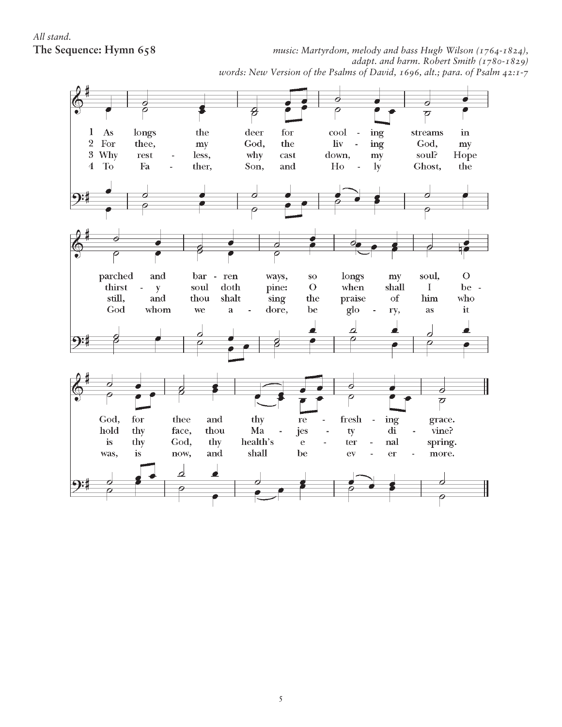*All stand.*

**The Sequence: Hymn 658**

*music: Martyrdom, melody and bass Hugh Wilson (1764-1824), adapt. and harm. Robert Smith (1780-1829)*
*words: New Version of the Psalms of David, 1696, alt.; para. of Psalm 42:1-7*

1 As longs the deer for cool - ing streams in parched and bar - ren ways, so longs my soul, O God, for thee and thy re - fresh - ing grace.

2 For thee, my God, the liv - ing God, my thirst - y soul doth pine: O when shall I be - hold thy face, thou Ma - jes - ty di - vine?

3 Why rest - less, why cast down, my soul? Hope still, and thou shalt sing the praise of him who is thy God, thy health's e - ter - nal spring.

4 To Fa - ther, Son, and Ho - ly Ghost, the God whom we a - dore, be glo - ry, as it was, is now, and shall be ev - er - more.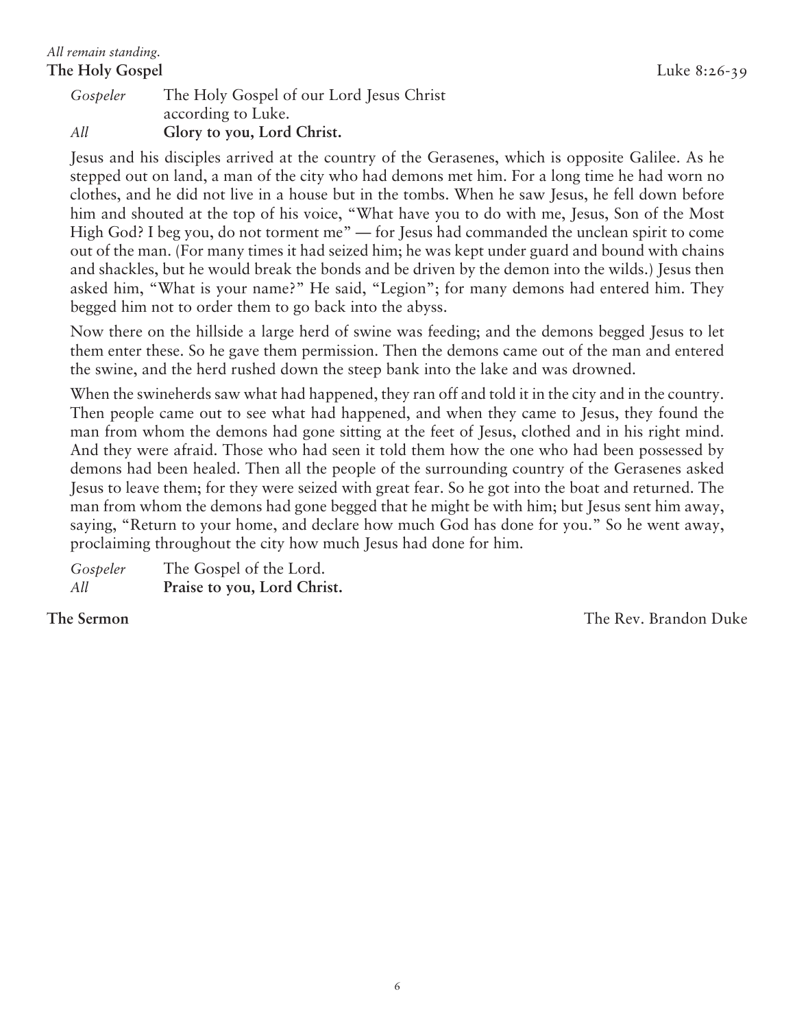*All remain standing.*

**The Holy Gospel** Luke 8:26-39

*Gospeler* The Holy Gospel of our Lord Jesus Christ according to Luke.
*All* **Glory to you, Lord Christ.**

Jesus and his disciples arrived at the country of the Gerasenes, which is opposite Galilee. As he stepped out on land, a man of the city who had demons met him. For a long time he had worn no clothes, and he did not live in a house but in the tombs. When he saw Jesus, he fell down before him and shouted at the top of his voice, "What have you to do with me, Jesus, Son of the Most High God? I beg you, do not torment me" — for Jesus had commanded the unclean spirit to come out of the man. (For many times it had seized him; he was kept under guard and bound with chains and shackles, but he would break the bonds and be driven by the demon into the wilds.) Jesus then asked him, "What is your name?" He said, "Legion"; for many demons had entered him. They begged him not to order them to go back into the abyss.

Now there on the hillside a large herd of swine was feeding; and the demons begged Jesus to let them enter these. So he gave them permission. Then the demons came out of the man and entered the swine, and the herd rushed down the steep bank into the lake and was drowned.

When the swineherds saw what had happened, they ran off and told it in the city and in the country. Then people came out to see what had happened, and when they came to Jesus, they found the man from whom the demons had gone sitting at the feet of Jesus, clothed and in his right mind. And they were afraid. Those who had seen it told them how the one who had been possessed by demons had been healed. Then all the people of the surrounding country of the Gerasenes asked Jesus to leave them; for they were seized with great fear. So he got into the boat and returned. The man from whom the demons had gone begged that he might be with him; but Jesus sent him away, saying, "Return to your home, and declare how much God has done for you." So he went away, proclaiming throughout the city how much Jesus had done for him.

*Gospeler* The Gospel of the Lord.
*All* **Praise to you, Lord Christ.**

**The Sermon** The Rev. Brandon Duke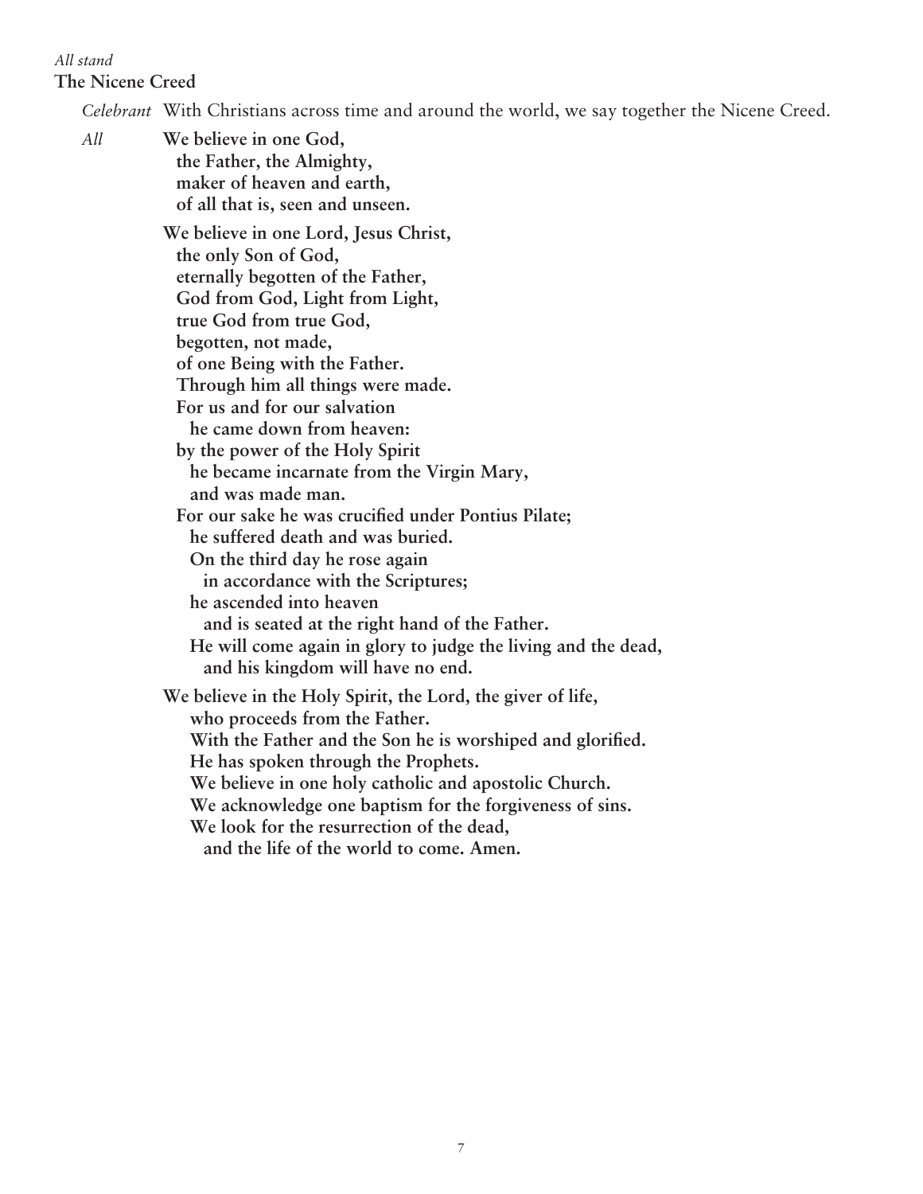*All stand*

**The Nicene Creed**

*Celebrant* With Christians across time and around the world, we say together the Nicene Creed.

*All* **We believe in one God,**
**the Father, the Almighty,**
**maker of heaven and earth,**
**of all that is, seen and unseen.**

**We believe in one Lord, Jesus Christ,**
**the only Son of God,**
**eternally begotten of the Father,**
**God from God, Light from Light,**
**true God from true God,**
**begotten, not made,**
**of one Being with the Father.**
**Through him all things were made.**
**For us and for our salvation**
**he came down from heaven:**
**by the power of the Holy Spirit**
**he became incarnate from the Virgin Mary,**
**and was made man.**
**For our sake he was crucified under Pontius Pilate;**
**he suffered death and was buried.**
**On the third day he rose again**
**in accordance with the Scriptures;**
**he ascended into heaven**
**and is seated at the right hand of the Father.**
**He will come again in glory to judge the living and the dead,**
**and his kingdom will have no end.**

**We believe in the Holy Spirit, the Lord, the giver of life,**
**who proceeds from the Father.**
**With the Father and the Son he is worshiped and glorified.**
**He has spoken through the Prophets.**
**We believe in one holy catholic and apostolic Church.**
**We acknowledge one baptism for the forgiveness of sins.**
**We look for the resurrection of the dead,**
**and the life of the world to come. Amen.**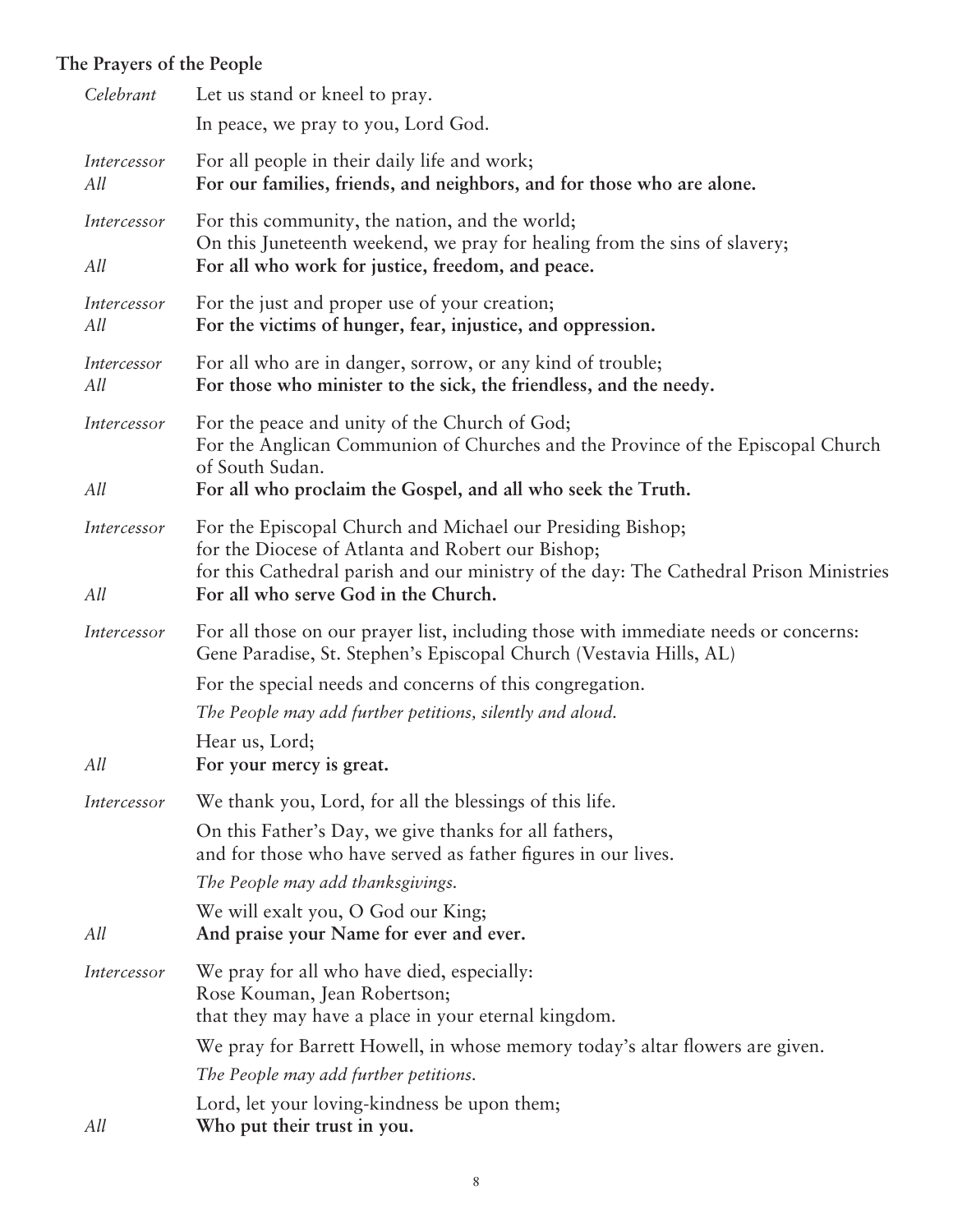### The Prayers of the People

*Celebrant* Let us stand or kneel to pray.

In peace, we pray to you, Lord God.

*Intercessor* For all people in their daily life and work;

*All* **For our families, friends, and neighbors, and for those who are alone.**

*Intercessor* For this community, the nation, and the world;
On this Juneteenth weekend, we pray for healing from the sins of slavery;

*All* **For all who work for justice, freedom, and peace.**

*Intercessor* For the just and proper use of your creation;

*All* **For the victims of hunger, fear, injustice, and oppression.**

*Intercessor* For all who are in danger, sorrow, or any kind of trouble;

*All* **For those who minister to the sick, the friendless, and the needy.**

*Intercessor* For the peace and unity of the Church of God;
For the Anglican Communion of Churches and the Province of the Episcopal Church of South Sudan.

*All* **For all who proclaim the Gospel, and all who seek the Truth.**

*Intercessor* For the Episcopal Church and Michael our Presiding Bishop;
for the Diocese of Atlanta and Robert our Bishop;
for this Cathedral parish and our ministry of the day: The Cathedral Prison Ministries

*All* **For all who serve God in the Church.**

*Intercessor* For all those on our prayer list, including those with immediate needs or concerns:
Gene Paradise, St. Stephen's Episcopal Church (Vestavia Hills, AL)

For the special needs and concerns of this congregation.

*The People may add further petitions, silently and aloud.*

Hear us, Lord;

*All* **For your mercy is great.**

*Intercessor* We thank you, Lord, for all the blessings of this life.

On this Father's Day, we give thanks for all fathers,
and for those who have served as father figures in our lives.

*The People may add thanksgivings.*

We will exalt you, O God our King;

*All* **And praise your Name for ever and ever.**

*Intercessor* We pray for all who have died, especially:
Rose Kouman, Jean Robertson;
that they may have a place in your eternal kingdom.

We pray for Barrett Howell, in whose memory today's altar flowers are given.

*The People may add further petitions.*

Lord, let your loving-kindness be upon them;

*All* **Who put their trust in you.**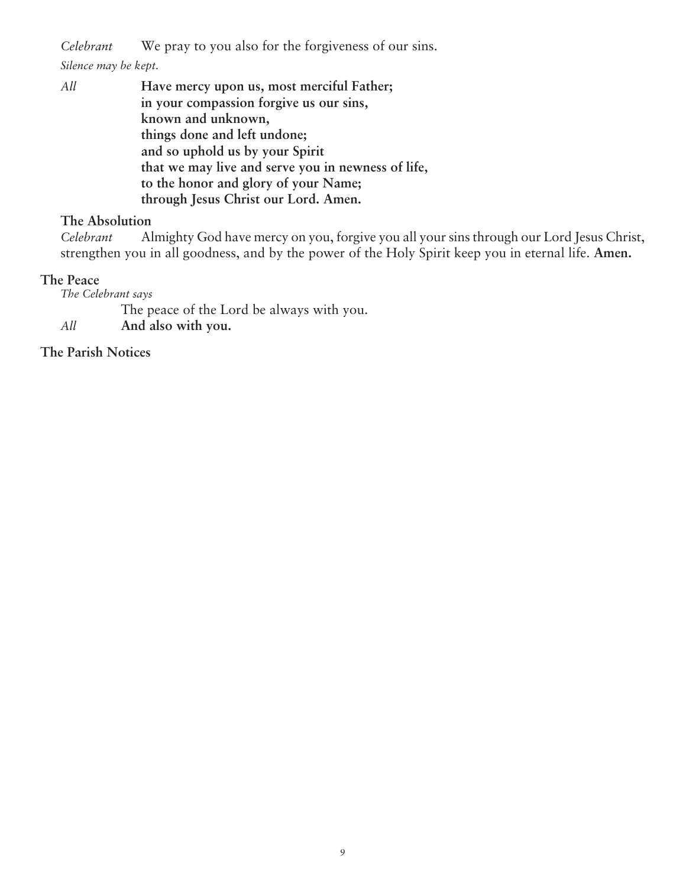*Celebrant* We pray to you also for the forgiveness of our sins.

*Silence may be kept.*

*All* **Have mercy upon us, most merciful Father;
in your compassion forgive us our sins,
known and unknown,
things done and left undone;
and so uphold us by your Spirit
that we may live and serve you in newness of life,
to the honor and glory of your Name;
through Jesus Christ our Lord. Amen.**

### The Absolution

*Celebrant* Almighty God have mercy on you, forgive you all your sins through our Lord Jesus Christ, strengthen you in all goodness, and by the power of the Holy Spirit keep you in eternal life. **Amen.**

## The Peace

*The Celebrant says*

The peace of the Lord be always with you.

*All* **And also with you.**

## The Parish Notices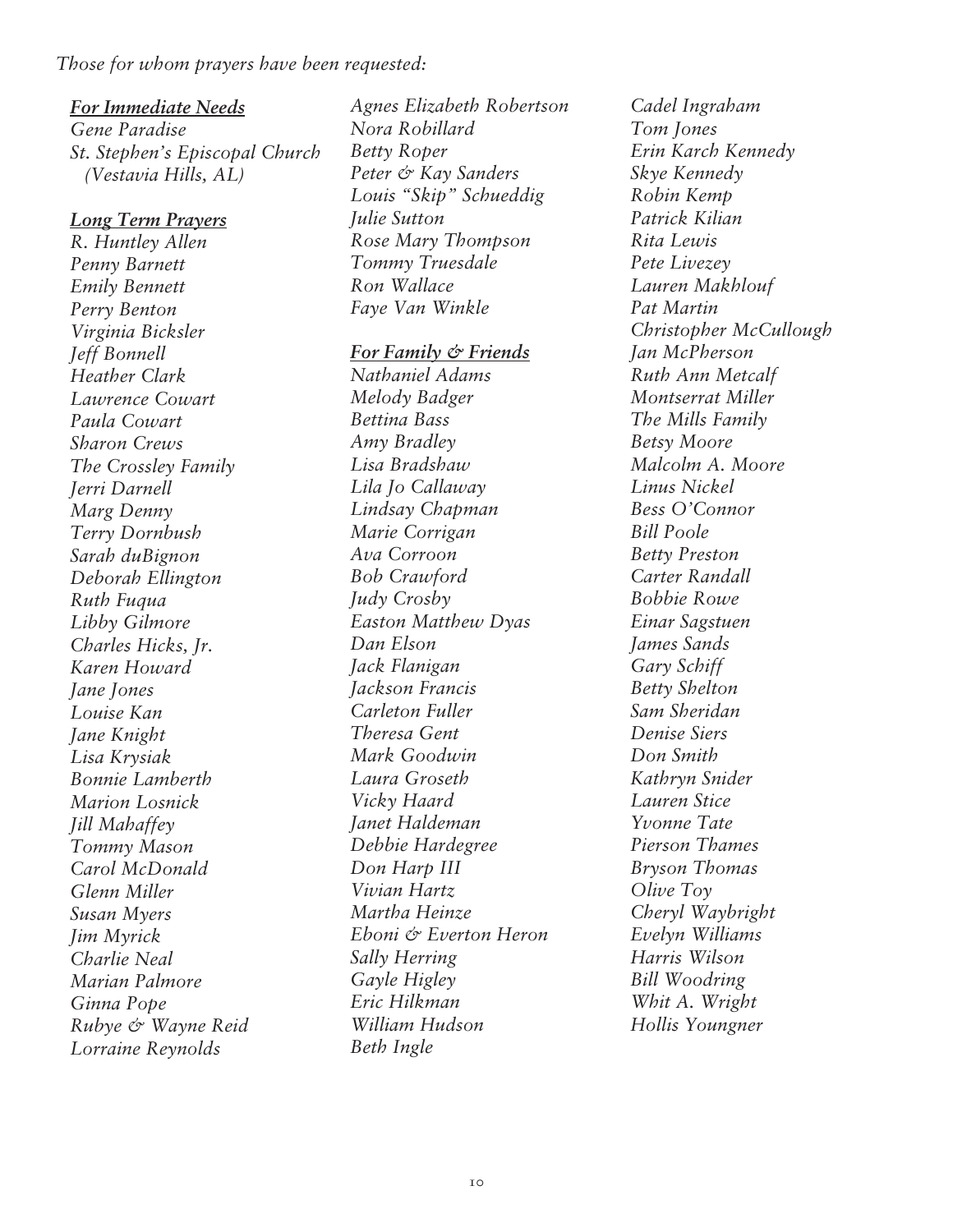*Those for whom prayers have been requested:*

***For Immediate Needs***

*Gene Paradise*
*St. Stephen's Episcopal Church (Vestavia Hills, AL)*

***Long Term Prayers***

*R. Huntley Allen*
*Penny Barnett*
*Emily Bennett*
*Perry Benton*
*Virginia Bicksler*
*Jeff Bonnell*
*Heather Clark*
*Lawrence Cowart*
*Paula Cowart*
*Sharon Crews*
*The Crossley Family*
*Jerri Darnell*
*Marg Denny*
*Terry Dornbush*
*Sarah duBignon*
*Deborah Ellington*
*Ruth Fuqua*
*Libby Gilmore*
*Charles Hicks, Jr.*
*Karen Howard*
*Jane Jones*
*Louise Kan*
*Jane Knight*
*Lisa Krysiak*
*Bonnie Lamberth*
*Marion Losnick*
*Jill Mahaffey*
*Tommy Mason*
*Carol McDonald*
*Glenn Miller*
*Susan Myers*
*Jim Myrick*
*Charlie Neal*
*Marian Palmore*
*Ginna Pope*
*Rubye & Wayne Reid*
*Lorraine Reynolds*
*Agnes Elizabeth Robertson*
*Nora Robillard*
*Betty Roper*
*Peter & Kay Sanders*
*Louis "Skip" Schueddig*
*Julie Sutton*
*Rose Mary Thompson*
*Tommy Truesdale*
*Ron Wallace*
*Faye Van Winkle*

***For Family & Friends***

*Nathaniel Adams*
*Melody Badger*
*Bettina Bass*
*Amy Bradley*
*Lisa Bradshaw*
*Lila Jo Callaway*
*Lindsay Chapman*
*Marie Corrigan*
*Ava Corroon*
*Bob Crawford*
*Judy Crosby*
*Easton Matthew Dyas*
*Dan Elson*
*Jack Flanigan*
*Jackson Francis*
*Carleton Fuller*
*Theresa Gent*
*Mark Goodwin*
*Laura Groseth*
*Vicky Haard*
*Janet Haldeman*
*Debbie Hardegree*
*Don Harp III*
*Vivian Hartz*
*Martha Heinze*
*Eboni & Everton Heron*
*Sally Herring*
*Gayle Higley*
*Eric Hilkman*
*William Hudson*
*Beth Ingle*
*Cadel Ingraham*
*Tom Jones*
*Erin Karch Kennedy*
*Skye Kennedy*
*Robin Kemp*
*Patrick Kilian*
*Rita Lewis*
*Pete Livezey*
*Lauren Makhlouf*
*Pat Martin*
*Christopher McCullough*
*Jan McPherson*
*Ruth Ann Metcalf*
*Montserrat Miller*
*The Mills Family*
*Betsy Moore*
*Malcolm A. Moore*
*Linus Nickel*
*Bess O'Connor*
*Bill Poole*
*Betty Preston*
*Carter Randall*
*Bobbie Rowe*
*Einar Sagstuen*
*James Sands*
*Gary Schiff*
*Betty Shelton*
*Sam Sheridan*
*Denise Siers*
*Don Smith*
*Kathryn Snider*
*Lauren Stice*
*Yvonne Tate*
*Pierson Thames*
*Bryson Thomas*
*Olive Toy*
*Cheryl Waybright*
*Evelyn Williams*
*Harris Wilson*
*Bill Woodring*
*Whit A. Wright*
*Hollis Youngner*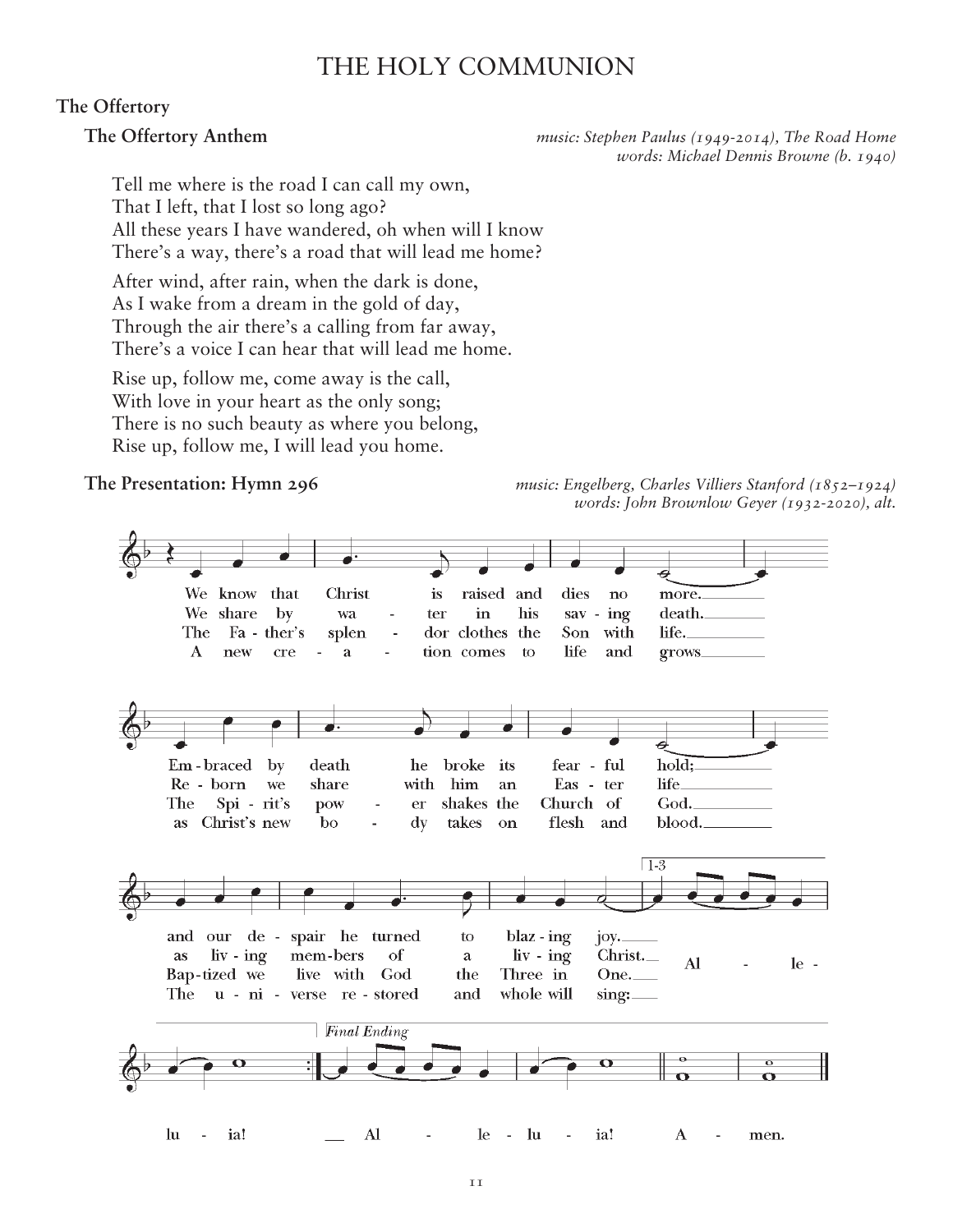# THE HOLY COMMUNION

## The Offertory

### The Offertory Anthem

*music: Stephen Paulus (1949-2014), The Road Home*
*words: Michael Dennis Browne (b. 1940)*

Tell me where is the road I can call my own,
That I left, that I lost so long ago?
All these years I have wandered, oh when will I know
There's a way, there's a road that will lead me home?

After wind, after rain, when the dark is done,
As I wake from a dream in the gold of day,
Through the air there's a calling from far away,
There's a voice I can hear that will lead me home.

Rise up, follow me, come away is the call,
With love in your heart as the only song;
There is no such beauty as where you belong,
Rise up, follow me, I will lead you home.

### The Presentation: Hymn 296

*music: Engelberg, Charles Villiers Stanford (1852–1924)*
*words: John Brownlow Geyer (1932-2020), alt.*

We know that Christ is raised and dies no more.
Em-braced by death he broke its fear-ful hold;
and our de-spair he turned to blaz-ing joy.
Al-le-lu-ia!

We share by wa-ter in his sav-ing death.
Re-born we share with him an Eas-ter life
as liv-ing mem-bers of a liv-ing Christ.
Al-le-lu-ia!

The Fa-ther's splen-dor clothes the Son with life.
The Spi-rit's pow-er shakes the Church of God.
Bap-tized we live with God the Three in One.
Al-le-lu-ia!

A new cre-a-tion comes to life and grows
as Christ's new bo-dy takes on flesh and blood.
The u-ni-verse re-stored and whole will sing:
Al-le-lu-ia! Al-le-lu-ia! A-men.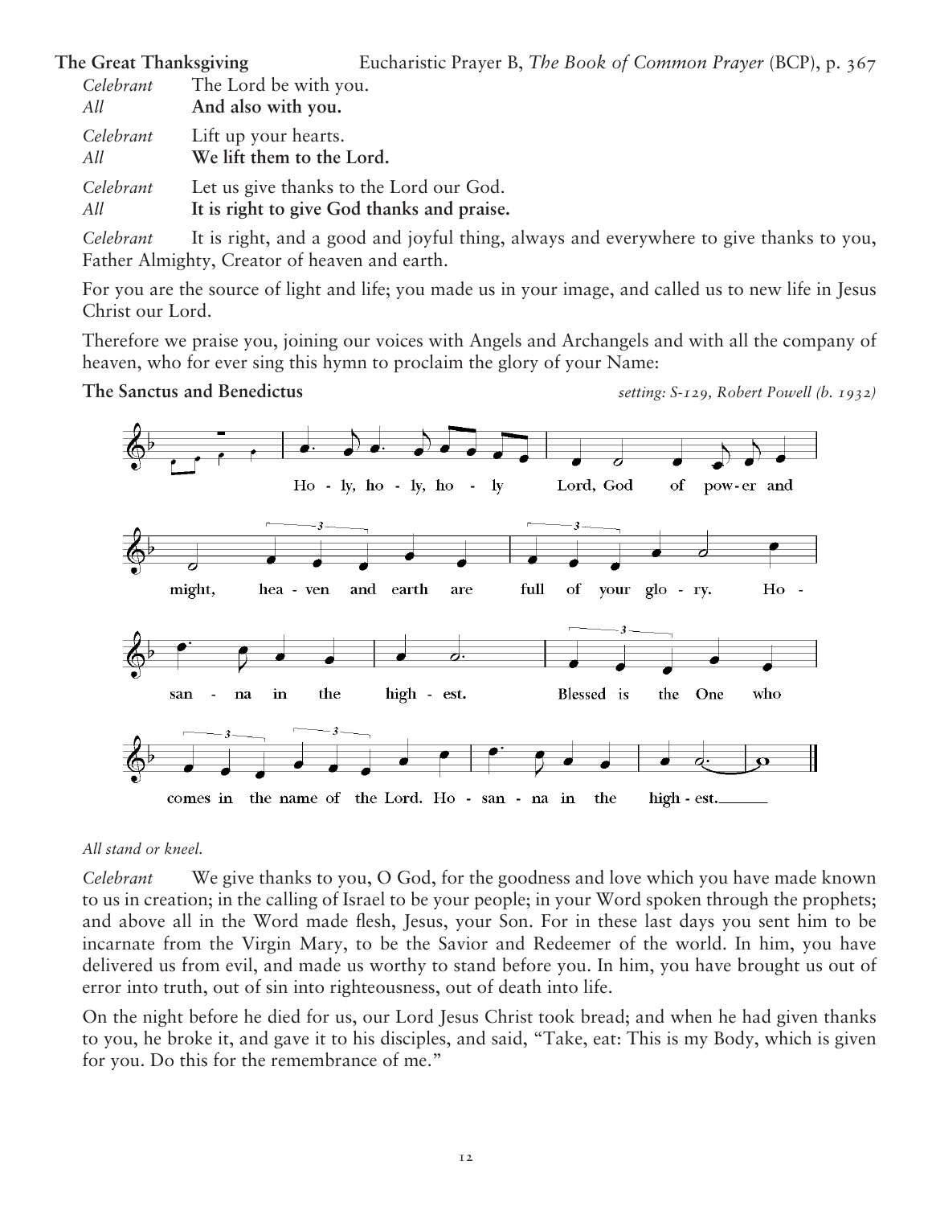**The Great Thanksgiving** Eucharistic Prayer B, *The Book of Common Prayer* (BCP), p. 367

*Celebrant* The Lord be with you.
*All* **And also with you.**

*Celebrant* Lift up your hearts.
*All* **We lift them to the Lord.**

*Celebrant* Let us give thanks to the Lord our God.
*All* **It is right to give God thanks and praise.**

*Celebrant* It is right, and a good and joyful thing, always and everywhere to give thanks to you, Father Almighty, Creator of heaven and earth.

For you are the source of light and life; you made us in your image, and called us to new life in Jesus Christ our Lord.

Therefore we praise you, joining our voices with Angels and Archangels and with all the company of heaven, who for ever sing this hymn to proclaim the glory of your Name:

**The Sanctus and Benedictus** *setting: S-129, Robert Powell (b. 1932)*

Ho - ly, ho - ly, ho - ly Lord, God of pow-er and might, hea - ven and earth are full of your glo - ry. Ho - san - na in the high - est. Blessed is the One who comes in the name of the Lord. Ho - san - na in the high - est.

*All stand or kneel.*

*Celebrant* We give thanks to you, O God, for the goodness and love which you have made known to us in creation; in the calling of Israel to be your people; in your Word spoken through the prophets; and above all in the Word made flesh, Jesus, your Son. For in these last days you sent him to be incarnate from the Virgin Mary, to be the Savior and Redeemer of the world. In him, you have delivered us from evil, and made us worthy to stand before you. In him, you have brought us out of error into truth, out of sin into righteousness, out of death into life.

On the night before he died for us, our Lord Jesus Christ took bread; and when he had given thanks to you, he broke it, and gave it to his disciples, and said, "Take, eat: This is my Body, which is given for you. Do this for the remembrance of me."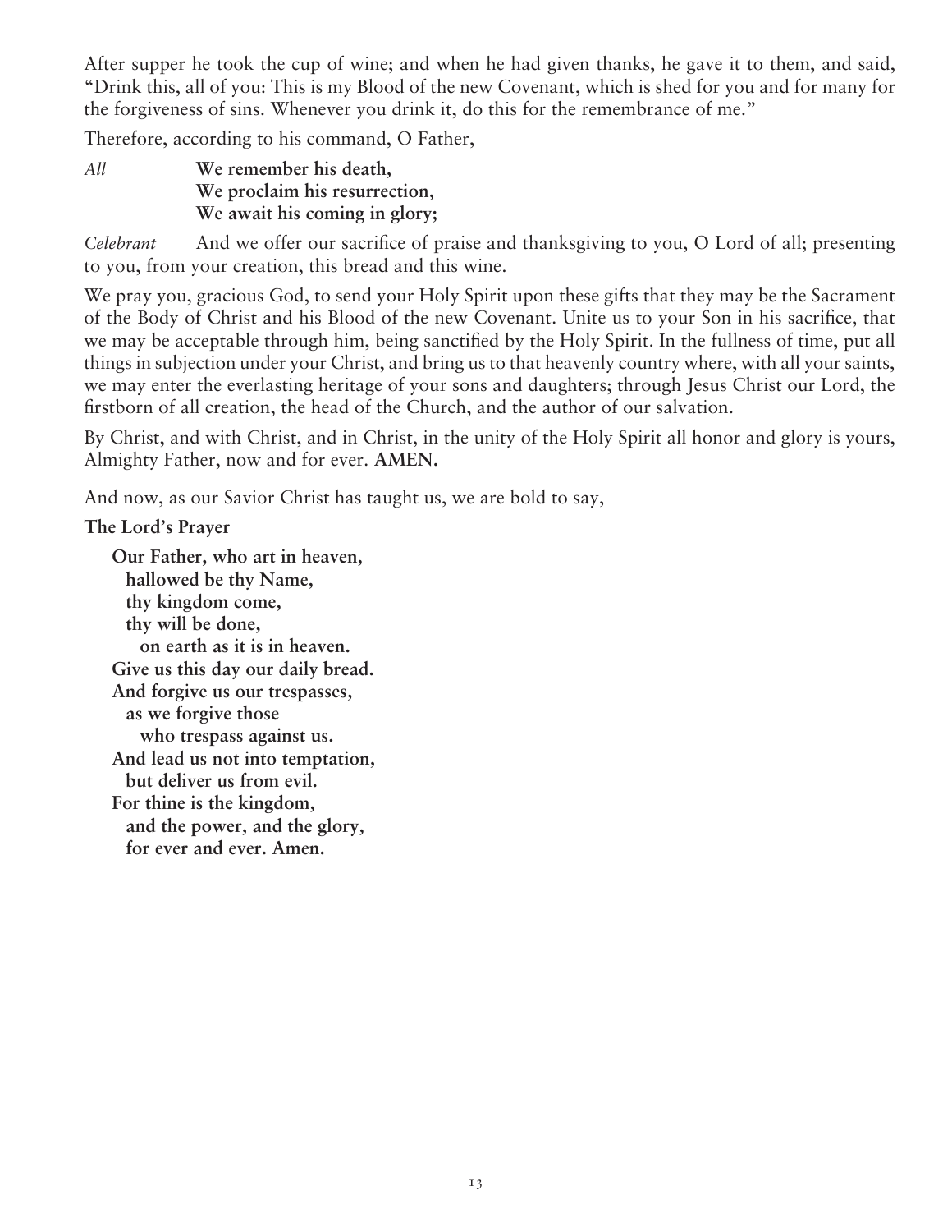After supper he took the cup of wine; and when he had given thanks, he gave it to them, and said, "Drink this, all of you: This is my Blood of the new Covenant, which is shed for you and for many for the forgiveness of sins. Whenever you drink it, do this for the remembrance of me."

Therefore, according to his command, O Father,

*All* **We remember his death,**
**We proclaim his resurrection,**
**We await his coming in glory;**

*Celebrant* And we offer our sacrifice of praise and thanksgiving to you, O Lord of all; presenting to you, from your creation, this bread and this wine.

We pray you, gracious God, to send your Holy Spirit upon these gifts that they may be the Sacrament of the Body of Christ and his Blood of the new Covenant. Unite us to your Son in his sacrifice, that we may be acceptable through him, being sanctified by the Holy Spirit. In the fullness of time, put all things in subjection under your Christ, and bring us to that heavenly country where, with all your saints, we may enter the everlasting heritage of your sons and daughters; through Jesus Christ our Lord, the firstborn of all creation, the head of the Church, and the author of our salvation.

By Christ, and with Christ, and in Christ, in the unity of the Holy Spirit all honor and glory is yours, Almighty Father, now and for ever. **AMEN.**

And now, as our Savior Christ has taught us, we are bold to say,

**The Lord's Prayer**

**Our Father, who art in heaven,**
**hallowed be thy Name,**
**thy kingdom come,**
**thy will be done,**
**on earth as it is in heaven.**
**Give us this day our daily bread.**
**And forgive us our trespasses,**
**as we forgive those**
**who trespass against us.**
**And lead us not into temptation,**
**but deliver us from evil.**
**For thine is the kingdom,**
**and the power, and the glory,**
**for ever and ever. Amen.**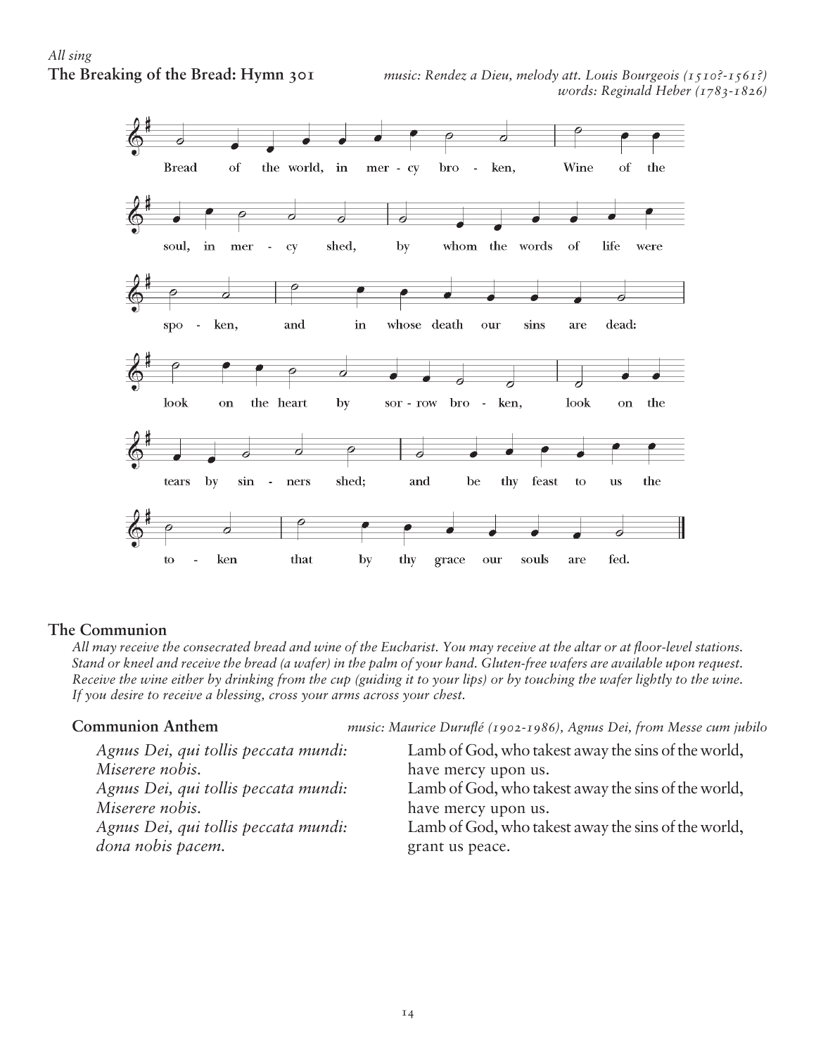*All sing*

**The Breaking of the Bread: Hymn 301**

*music: Rendez a Dieu, melody att. Louis Bourgeois (1510?-1561?)*
*words: Reginald Heber (1783-1826)*

Bread of the world, in mer - cy bro - ken, Wine of the soul, in mer - cy shed, by whom the words of life were spo - ken, and in whose death our sins are dead: look on the heart by sor - row bro - ken, look on the tears by sin - ners shed; and be thy feast to us the to - ken that by thy grace our souls are fed.

## The Communion

*All may receive the consecrated bread and wine of the Eucharist. You may receive at the altar or at floor-level stations. Stand or kneel and receive the bread (a wafer) in the palm of your hand. Gluten-free wafers are available upon request. Receive the wine either by drinking from the cup (guiding it to your lips) or by touching the wafer lightly to the wine. If you desire to receive a blessing, cross your arms across your chest.*

**Communion Anthem**

*music: Maurice Duruflé (1902-1986), Agnus Dei, from Messe cum jubilo*

| | |
|---|---|
| *Agnus Dei, qui tollis peccata mundi:* | Lamb of God, who takest away the sins of the world, |
| *Miserere nobis.* | have mercy upon us. |
| *Agnus Dei, qui tollis peccata mundi:* | Lamb of God, who takest away the sins of the world, |
| *Miserere nobis.* | have mercy upon us. |
| *Agnus Dei, qui tollis peccata mundi:* | Lamb of God, who takest away the sins of the world, |
| *dona nobis pacem.* | grant us peace. |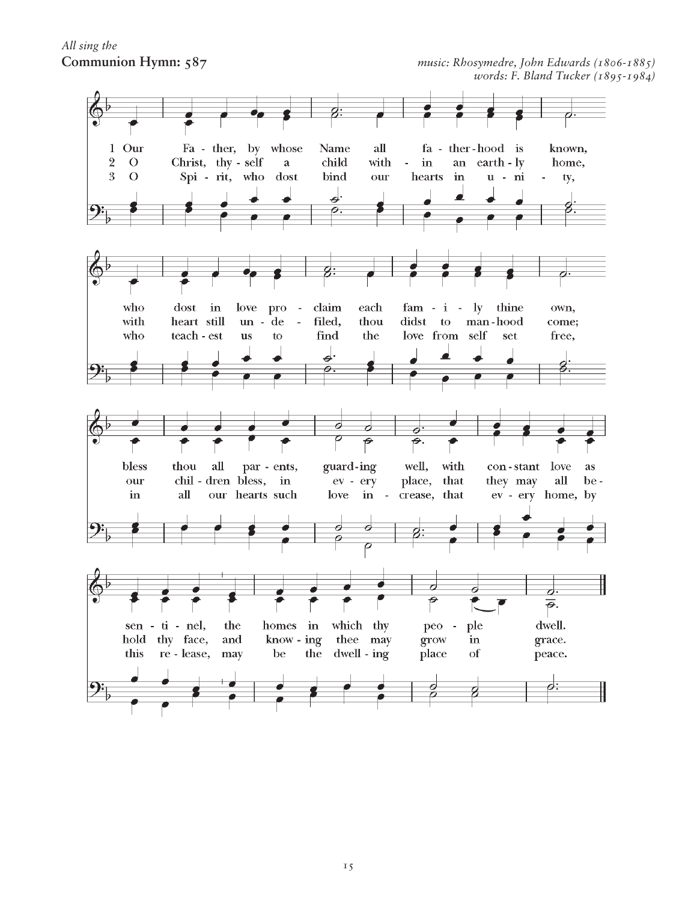*All sing the*

**Communion Hymn: 587**

*music: Rhosymedre, John Edwards (1806-1885)*
*words: F. Bland Tucker (1895-1984)*

1 Our Father, by whose Name all fatherhood is known,
who dost in love proclaim each family thine own,
bless thou all parents, guarding well, with constant love as sentinel,
the homes in which thy people dwell.

2 O Christ, thyself a child within an earthly home,
with heart still undefiled, thou didst to manhood come;
our children bless, in every place, that they may all behold thy face,
and knowing thee may grow in grace.

3 O Spirit, who dost bind our hearts in unity,
who teachest us to find the love from self set free,
in all our hearts such love increase, that every home, by this release,
may be the dwelling place of peace.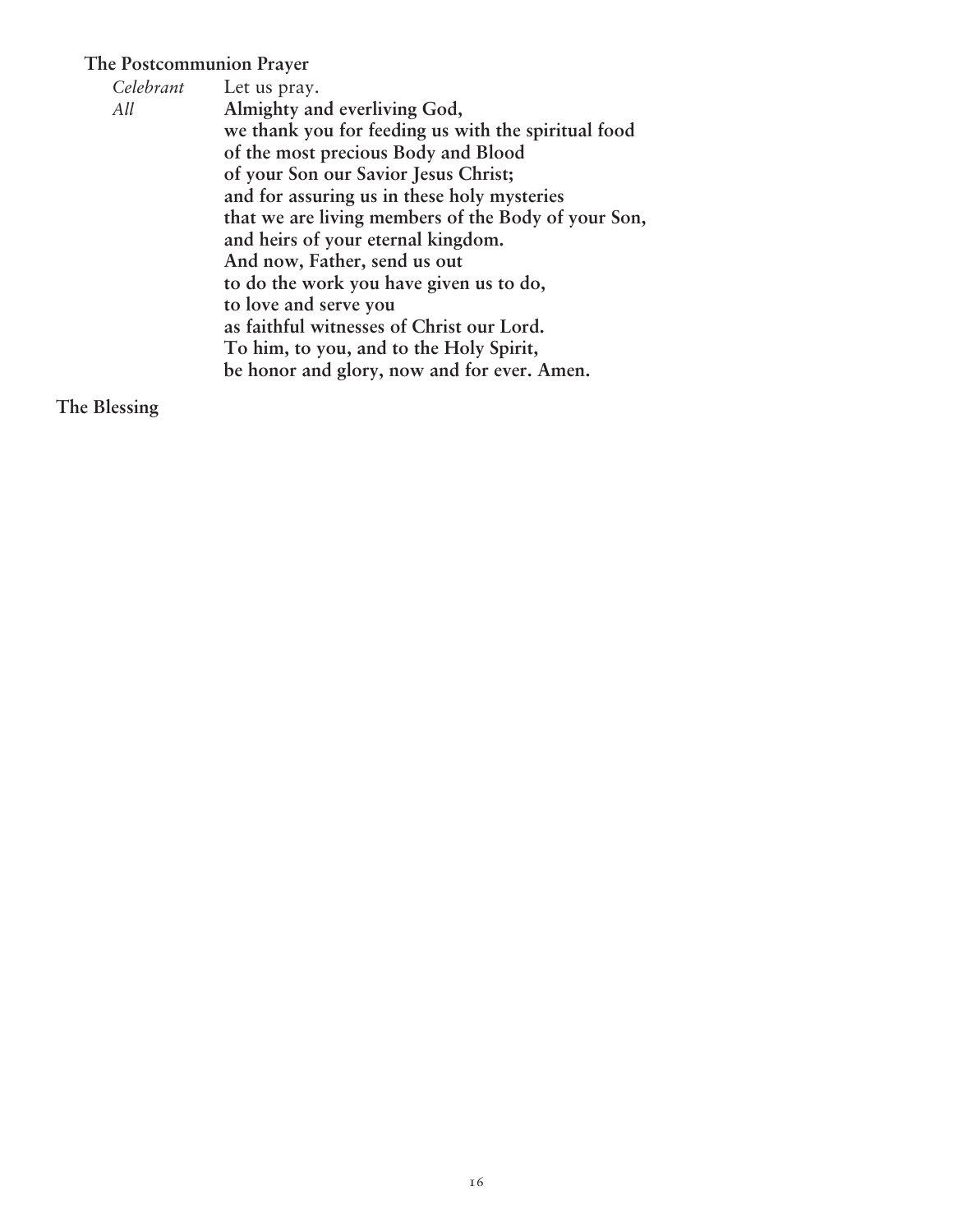**The Postcommunion Prayer**

*Celebrant* Let us pray.

*All* **Almighty and everliving God,**
**we thank you for feeding us with the spiritual food**
**of the most precious Body and Blood**
**of your Son our Savior Jesus Christ;**
**and for assuring us in these holy mysteries**
**that we are living members of the Body of your Son,**
**and heirs of your eternal kingdom.**
**And now, Father, send us out**
**to do the work you have given us to do,**
**to love and serve you**
**as faithful witnesses of Christ our Lord.**
**To him, to you, and to the Holy Spirit,**
**be honor and glory, now and for ever. Amen.**

**The Blessing**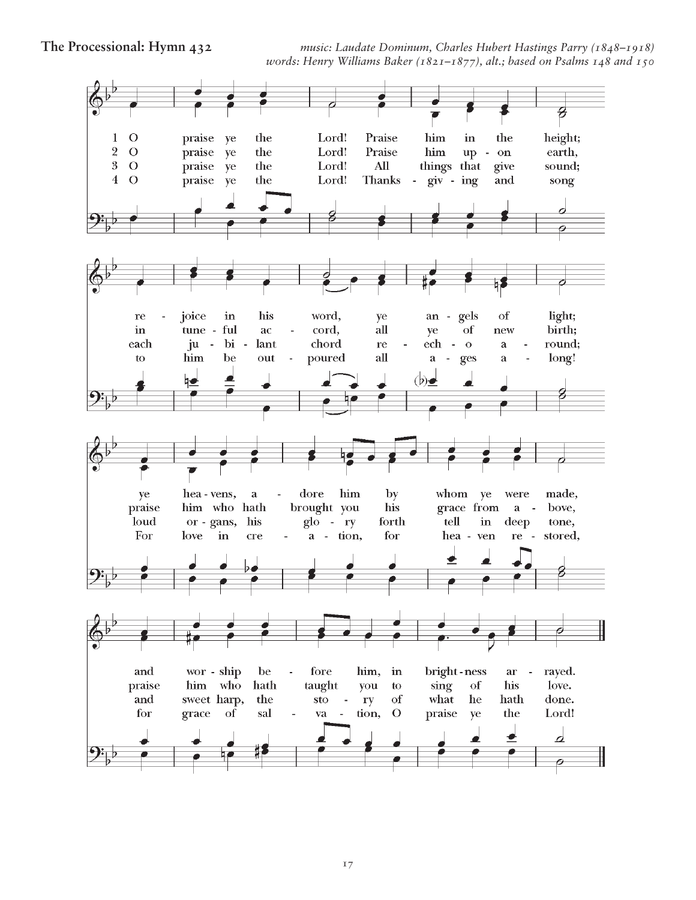**The Processional: Hymn 432**

*music: Laudate Dominum, Charles Hubert Hastings Parry (1848–1918)*
*words: Henry Williams Baker (1821–1877), alt.; based on Psalms 148 and 150*

1 O praise ye the Lord! Praise him in the height;
re - joice in his word, ye an - gels of light;
ye hea - vens, a - dore him by whom ye were made,
and wor - ship be - fore him, in bright - ness ar - rayed.

2 O praise ye the Lord! Praise him up - on earth,
in tune - ful ac - cord, all ye of new birth;
praise him who hath brought you his grace from a - bove,
praise him who hath taught you to sing of his love.

3 O praise ye the Lord! All things that give sound;
each ju - bi - lant chord re - ech - o a - round;
loud or - gans, his glo - ry forth tell in deep tone,
and sweet harp, the sto - ry of what he hath done.

4 O praise ye the Lord! Thanks - giv - ing and song
to him be out - poured all a - ges a - long!
For love in cre - a - tion, for hea - ven re - stored,
for grace of sal - va - tion, O praise ye the Lord!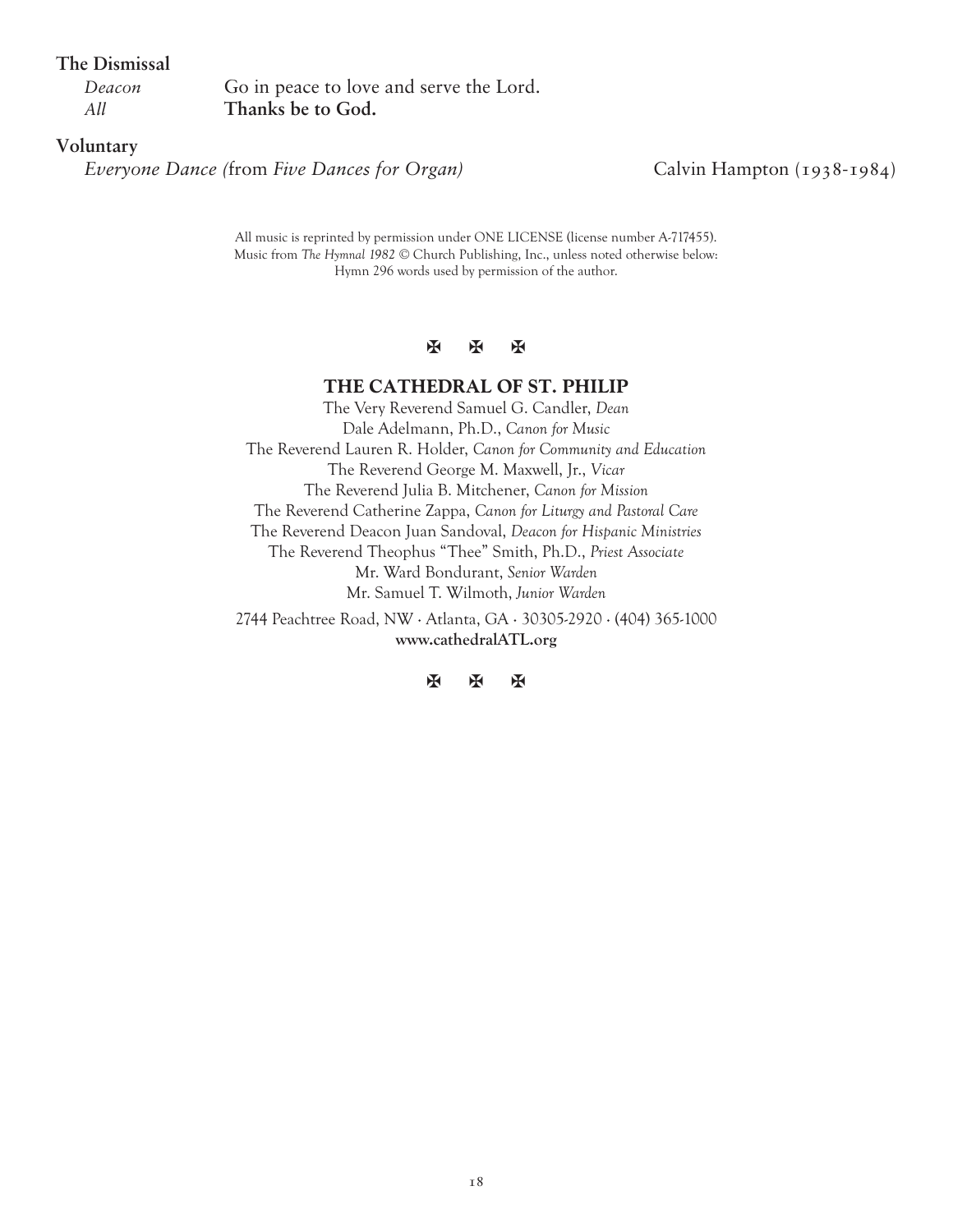**The Dismissal**

*Deacon* Go in peace to love and serve the Lord.
*All* **Thanks be to God.**

**Voluntary**

*Everyone Dance (*from *Five Dances for Organ)* Calvin Hampton (1938-1984)

All music is reprinted by permission under ONE LICENSE (license number A-717455).
Music from *The Hymnal 1982* © Church Publishing, Inc., unless noted otherwise below:
Hymn 296 words used by permission of the author.

✠ ✠ ✠

## THE CATHEDRAL OF ST. PHILIP

The Very Reverend Samuel G. Candler, *Dean*
Dale Adelmann, Ph.D., *Canon for Music*
The Reverend Lauren R. Holder, *Canon for Community and Education*
The Reverend George M. Maxwell, Jr., *Vicar*
The Reverend Julia B. Mitchener, *Canon for Mission*
The Reverend Catherine Zappa, *Canon for Liturgy and Pastoral Care*
The Reverend Deacon Juan Sandoval, *Deacon for Hispanic Ministries*
The Reverend Theophus "Thee" Smith, Ph.D., *Priest Associate*
Mr. Ward Bondurant, *Senior Warden*
Mr. Samuel T. Wilmoth, *Junior Warden*

2744 Peachtree Road, NW · Atlanta, GA · 30305-2920 · (404) 365-1000
**www.cathedralATL.org**

✠ ✠ ✠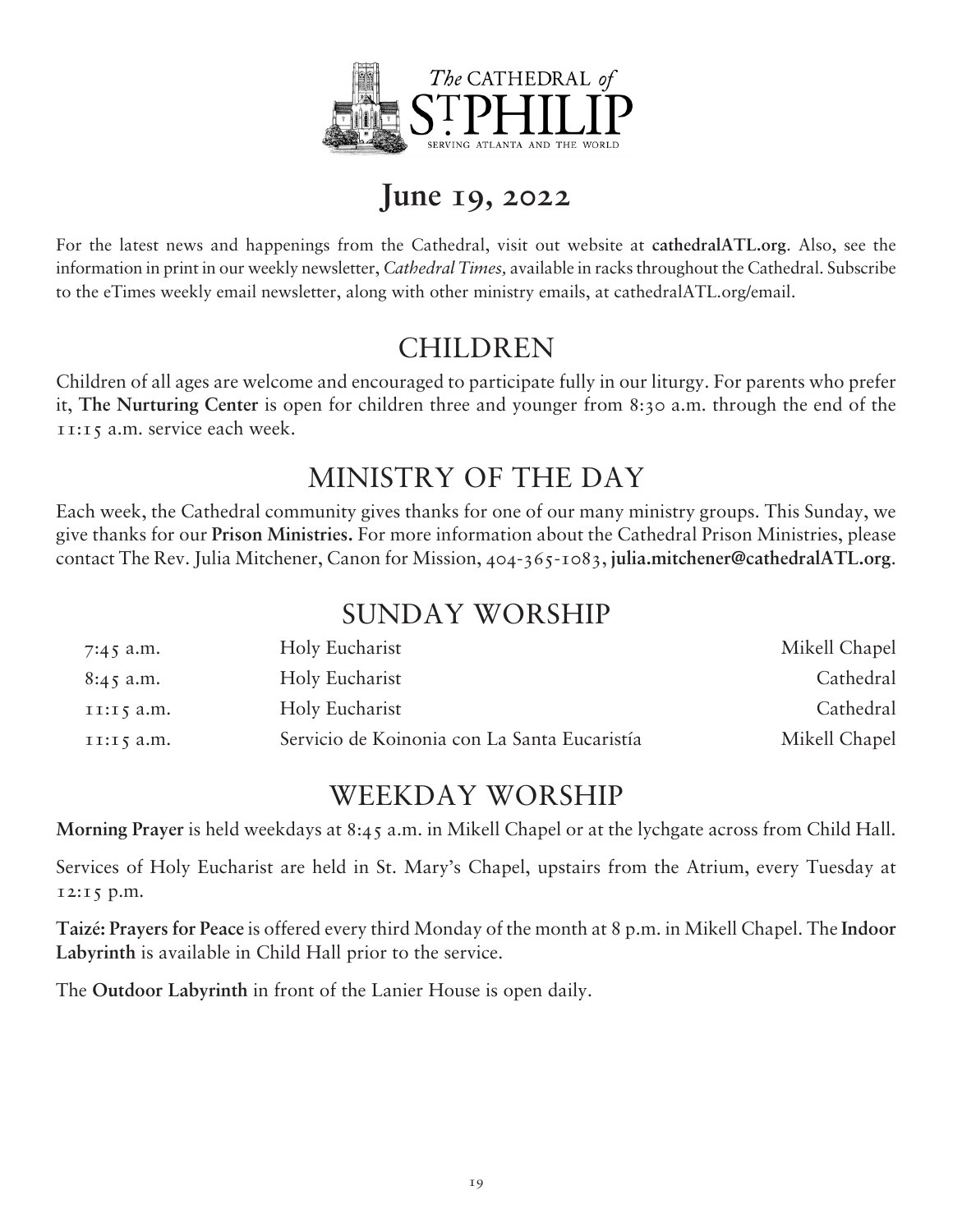The CATHEDRAL of ST. PHILIP

SERVING ATLANTA AND THE WORLD

# June 19, 2022

For the latest news and happenings from the Cathedral, visit out website at **cathedralATL.org**. Also, see the information in print in our weekly newsletter, *Cathedral Times,* available in racks throughout the Cathedral. Subscribe to the eTimes weekly email newsletter, along with other ministry emails, at cathedralATL.org/email.

## CHILDREN

Children of all ages are welcome and encouraged to participate fully in our liturgy. For parents who prefer it, **The Nurturing Center** is open for children three and younger from 8:30 a.m. through the end of the 11:15 a.m. service each week.

## MINISTRY OF THE DAY

Each week, the Cathedral community gives thanks for one of our many ministry groups. This Sunday, we give thanks for our **Prison Ministries.** For more information about the Cathedral Prison Ministries, please contact The Rev. Julia Mitchener, Canon for Mission, 404-365-1083, **julia.mitchener@cathedralATL.org**.

## SUNDAY WORSHIP

| | | |
|---|---|---|
| 7:45 a.m. | Holy Eucharist | Mikell Chapel |
| 8:45 a.m. | Holy Eucharist | Cathedral |
| 11:15 a.m. | Holy Eucharist | Cathedral |
| 11:15 a.m. | Servicio de Koinonia con La Santa Eucaristía | Mikell Chapel |

## WEEKDAY WORSHIP

**Morning Prayer** is held weekdays at 8:45 a.m. in Mikell Chapel or at the lychgate across from Child Hall.

Services of Holy Eucharist are held in St. Mary's Chapel, upstairs from the Atrium, every Tuesday at 12:15 p.m.

**Taizé: Prayers for Peace** is offered every third Monday of the month at 8 p.m. in Mikell Chapel. The **Indoor Labyrinth** is available in Child Hall prior to the service.

The **Outdoor Labyrinth** in front of the Lanier House is open daily.